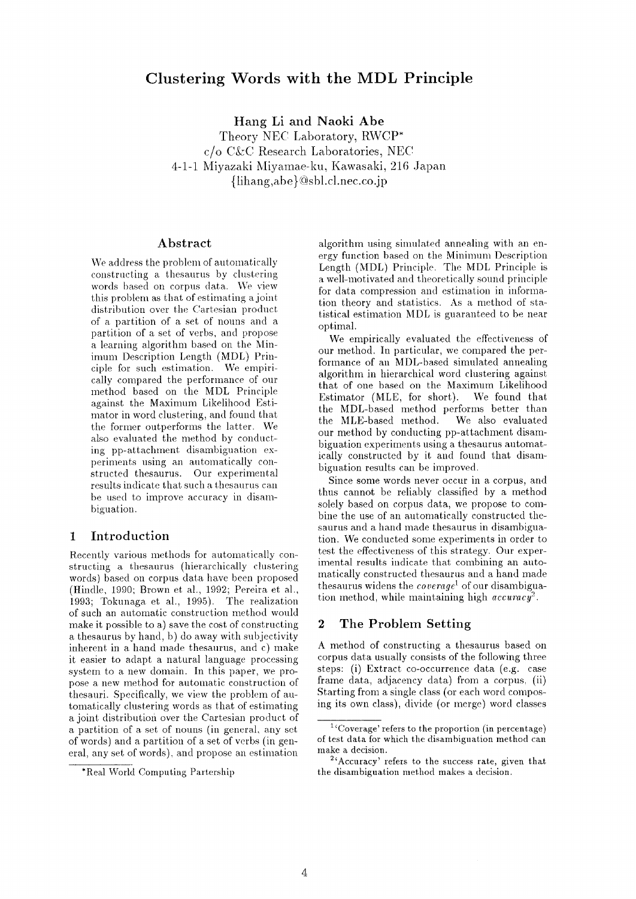# Clustering Words with the MDL Principle

**Hang Li and Naoki Abe**

Theory NEC Laboratory, RWCP*
c/o C&C Research Laboratories, NEC
4-1-1 Miyazaki Miyamae-ku, Kawasaki, 216 Japan
{lihang,abe}@sbl.cl.nec.co.jp

## Abstract

We address the problem of automatically constructing a thesaurus by clustering words based on corpus data. We view this problem as that of estimating a joint distribution over the Cartesian product of a partition of a set of nouns and a partition of a set of verbs, and propose a learning algorithm based on the Minimum Description Length (MDL) Principle for such estimation. We empirically compared the performance of our method based on the MDL Principle against the Maximum Likelihood Estimator in word clustering, and found that the former outperforms the latter. We also evaluated the method by conducting pp-attachment disambiguation experiments using an automatically constructed thesaurus. Our experimental results indicate that such a thesaurus can be used to improve accuracy in disambiguation.

## 1 Introduction

Recently various methods for automatically constructing a thesaurus (hierarchically clustering words) based on corpus data have been proposed (Hindle, 1990; Brown et al., 1992; Pereira et al., 1993; Tokunaga et al., 1995). The realization of such an automatic construction method would make it possible to a) save the cost of constructing a thesaurus by hand, b) do away with subjectivity inherent in a hand made thesaurus, and c) make it easier to adapt a natural language processing system to a new domain. In this paper, we propose a new method for automatic construction of thesauri. Specifically, we view the problem of automatically clustering words as that of estimating a joint distribution over the Cartesian product of a partition of a set of nouns (in general, any set of words) and a partition of a set of verbs (in general, any set of words), and propose an estimation algorithm using simulated annealing with an energy function based on the Minimum Description Length (MDL) Principle. The MDL Principle is a well-motivated and theoretically sound principle for data compression and estimation in information theory and statistics. As a method of statistical estimation MDL is guaranteed to be near optimal.

We empirically evaluated the effectiveness of our method. In particular, we compared the performance of an MDL-based simulated annealing algorithm in hierarchical word clustering against that of one based on the Maximum Likelihood Estimator (MLE, for short). We found that the MDL-based method performs better than the MLE-based method. We also evaluated our method by conducting pp-attachment disambiguation experiments using a thesaurus automatically constructed by it and found that disambiguation results can be improved.

Since some words never occur in a corpus, and thus cannot be reliably classified by a method solely based on corpus data, we propose to combine the use of an automatically constructed thesaurus and a hand made thesaurus in disambiguation. We conducted some experiments in order to test the effectiveness of this strategy. Our experimental results indicate that combining an automatically constructed thesaurus and a hand made thesaurus widens the *coverage*[1] of our disambiguation method, while maintaining high *accuracy*[2].

## 2 The Problem Setting

A method of constructing a thesaurus based on corpus data usually consists of the following three steps: (i) Extract co-occurrence data (e.g. case frame data, adjacency data) from a corpus, (ii) Starting from a single class (or each word composing its own class), divide (or merge) word classes

---

*Real World Computing Partership

[1] 'Coverage' refers to the proportion (in percentage) of test data for which the disambiguation method can make a decision.

[2] 'Accuracy' refers to the success rate, given that the disambiguation method makes a decision.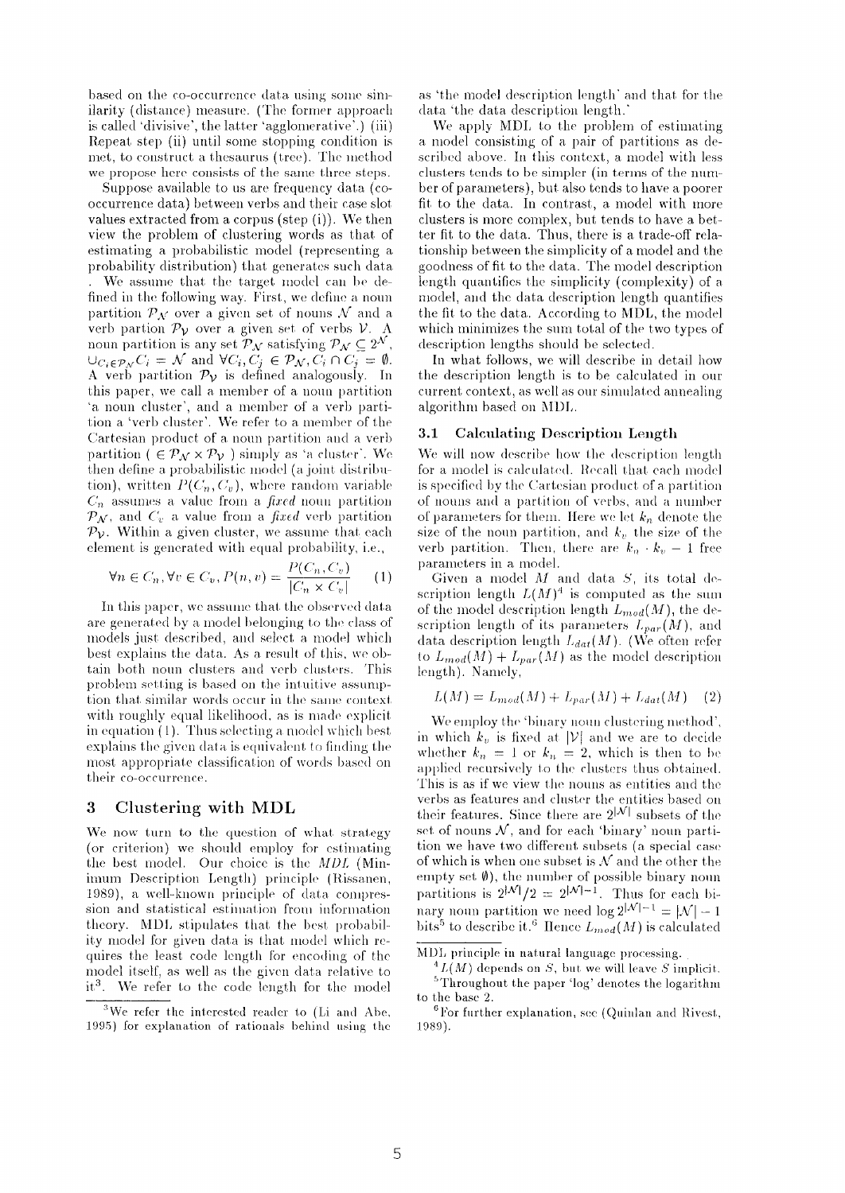based on the co-occurrence data using some similarity (distance) measure. (The former approach is called 'divisive', the latter 'agglomerative'.) (iii) Repeat step (ii) until some stopping condition is met, to construct a thesaurus (tree). The method we propose here consists of the same three steps.

Suppose available to us are frequency data (co-occurrence data) between verbs and their case slot values extracted from a corpus (step (i)). We then view the problem of clustering words as that of estimating a probabilistic model (representing a probability distribution) that generates such data . We assume that the target model can be defined in the following way. First, we define a noun partition $\mathcal{P}_{\mathcal{N}}$ over a given set of nouns $\mathcal{N}$ and a verb partion $\mathcal{P}_{\mathcal{V}}$ over a given set of verbs $\mathcal{V}$. A noun partition is any set $\mathcal{P}_{\mathcal{N}}$ satisfying $\mathcal{P}_{\mathcal{N}} \subseteq 2^{\mathcal{N}}$, $\cup_{C_i \in \mathcal{P}_{\mathcal{N}}} C_i = \mathcal{N}$ and $\forall C_i, C_j \in \mathcal{P}_{\mathcal{N}}, C_i \cap C_j = \emptyset$. A verb partition $\mathcal{P}_{\mathcal{V}}$ is defined analogously. In this paper, we call a member of a noun partition 'a noun cluster', and a member of a verb partition a 'verb cluster'. We refer to a member of the Cartesian product of a noun partition and a verb partition ( $\in \mathcal{P}_{\mathcal{N}} \times \mathcal{P}_{\mathcal{V}}$ ) simply as 'a cluster'. We then define a probabilistic model (a joint distribution), written $P(C_n, C_v)$, where random variable $C_n$ assumes a value from a *fixed* noun partition $\mathcal{P}_{\mathcal{N}}$, and $C_v$ a value from a *fixed* verb partition $\mathcal{P}_{\mathcal{V}}$. Within a given cluster, we assume that each element is generated with equal probability, i.e.,

$$\forall n \in C_n, \forall v \in C_v, P(n, v) = \frac{P(C_n, C_v)}{|C_n \times C_v|} \quad (1)$$

In this paper, we assume that the observed data are generated by a model belonging to the class of models just described, and select a model which best explains the data. As a result of this, we obtain both noun clusters and verb clusters. This problem setting is based on the intuitive assumption that similar words occur in the same context with roughly equal likelihood, as is made explicit in equation (1). Thus selecting a model which best explains the given data is equivalent to finding the most appropriate classification of words based on their co-occurrence.

## 3 Clustering with MDL

We now turn to the question of what strategy (or criterion) we should employ for estimating the best model. Our choice is the *MDL* (Minimum Description Length) principle (Rissanen, 1989), a well-known principle of data compression and statistical estimation from information theory. MDL stipulates that the best probability model for given data is that model which requires the least code length for encoding of the model itself, as well as the given data relative to it[3]. We refer to the code length for the model as 'the model description length' and that for the data 'the data description length.'

We apply MDL to the problem of estimating a model consisting of a pair of partitions as described above. In this context, a model with less clusters tends to be simpler (in terms of the number of parameters), but also tends to have a poorer fit to the data. In contrast, a model with more clusters is more complex, but tends to have a better fit to the data. Thus, there is a trade-off relationship between the simplicity of a model and the goodness of fit to the data. The model description length quantifies the simplicity (complexity) of a model, and the data description length quantifies the fit to the data. According to MDL, the model which minimizes the sum total of the two types of description lengths should be selected.

In what follows, we will describe in detail how the description length is to be calculated in our current context, as well as our simulated annealing algorithm based on MDL.

### 3.1 Calculating Description Length

We will now describe how the description length for a model is calculated. Recall that each model is specified by the Cartesian product of a partition of nouns and a partition of verbs, and a number of parameters for them. Here we let $k_n$ denote the size of the noun partition, and $k_v$ the size of the verb partition. Then, there are $k_n \cdot k_v - 1$ free parameters in a model.

Given a model $M$ and data $S$, its total description length $L(M)$[4] is computed as the sum of the model description length $L_{mod}(M)$, the description length of its parameters $L_{par}(M)$, and data description length $L_{dat}(M)$. (We often refer to $L_{mod}(M) + L_{par}(M)$ as the model description length). Namely,

$$L(M) = L_{mod}(M) + L_{par}(M) + L_{dat}(M) \quad (2)$$

We employ the 'binary noun clustering method', in which $k_v$ is fixed at $|\mathcal{V}|$ and we are to decide whether $k_n = 1$ or $k_n = 2$, which is then to be applied recursively to the clusters thus obtained. This is as if we view the nouns as entities and the verbs as features and cluster the entities based on their features. Since there are $2^{|\mathcal{N}|}$ subsets of the set of nouns $\mathcal{N}$, and for each 'binary' noun partition we have two different subsets (a special case of which is when one subset is $\mathcal{N}$ and the other the empty set $\emptyset$), the number of possible binary noun partitions is $2^{|\mathcal{N}|}/2 = 2^{|\mathcal{N}|-1}$. Thus for each binary noun partition we need $\log 2^{|\mathcal{N}|-1} = |\mathcal{N}| - 1$ bits[5] to describe it.[6] Hence $L_{mod}(M)$ is calculated

---

[3] We refer the interested reader to (Li and Abe, 1995) for explanation of rationals behind using the MDL principle in natural language processing.

[4] $L(M)$ depends on $S$, but we will leave $S$ implicit.

[5] Throughout the paper 'log' denotes the logarithm to the base 2.

[6] For further explanation, see (Quinlan and Rivest, 1989).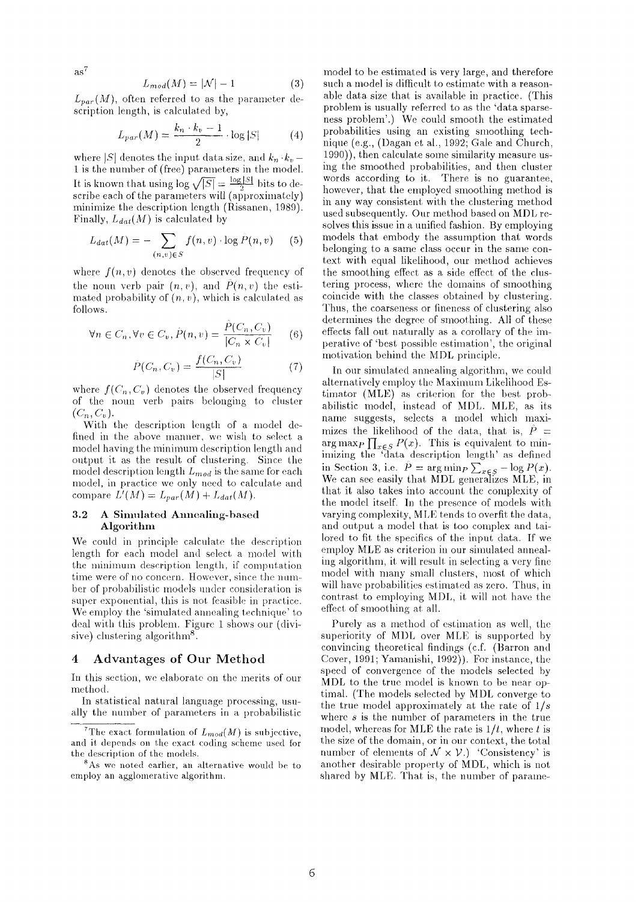as[7]

$$L_{mod}(M) = |\mathcal{N}| - 1 \quad (3)$$

$L_{par}(M)$, often referred to as the parameter description length, is calculated by,

$$L_{par}(M) = \frac{k_n \cdot k_v - 1}{2} \cdot \log |S| \quad (4)$$

where $|S|$ denotes the input data size, and $k_n \cdot k_v - 1$ is the number of (free) parameters in the model. It is known that using $\log \sqrt{|S|} = \frac{\log |S|}{2}$ bits to describe each of the parameters will (approximately) minimize the description length (Rissanen, 1989). Finally, $L_{dat}(M)$ is calculated by

$$L_{dat}(M) = - \sum_{(n,v) \in S} f(n,v) \cdot \log \hat{P}(n,v) \quad (5)$$

where $f(n,v)$ denotes the observed frequency of the noun verb pair $(n,v)$, and $\hat{P}(n,v)$ the estimated probability of $(n,v)$, which is calculated as follows.

$$\forall n \in C_n, \forall v \in C_v, \hat{P}(n,v) = \frac{\hat{P}(C_n, C_v)}{|C_n \times C_v|} \quad (6)$$

$$\hat{P}(C_n, C_v) = \frac{f(C_n, C_v)}{|S|} \quad (7)$$

where $f(C_n, C_v)$ denotes the observed frequency of the noun verb pairs belonging to cluster $(C_n, C_v)$.

With the description length of a model defined in the above manner, we wish to select a model having the minimum description length and output it as the result of clustering. Since the model description length $L_{mod}$ is the same for each model, in practice we only need to calculate and compare $L'(M) = L_{par}(M) + L_{dat}(M)$.

### 3.2 A Simulated Annealing-based Algorithm

We could in principle calculate the description length for each model and select a model with the minimum description length, if computation time were of no concern. However, since the number of probabilistic models under consideration is super exponential, this is not feasible in practice. We employ the 'simulated annealing technique' to deal with this problem. Figure 1 shows our (divisive) clustering algorithm[8].

## 4 Advantages of Our Method

In this section, we elaborate on the merits of our method.

In statistical natural language processing, usually the number of parameters in a probabilistic model to be estimated is very large, and therefore such a model is difficult to estimate with a reasonable data size that is available in practice. (This problem is usually referred to as the 'data sparseness problem'.) We could smooth the estimated probabilities using an existing smoothing technique (e.g., (Dagan et al., 1992; Gale and Church, 1990)), then calculate some similarity measure using the smoothed probabilities, and then cluster words according to it. There is no guarantee, however, that the employed smoothing method is in any way consistent with the clustering method used subsequently. Our method based on MDL resolves this issue in a unified fashion. By employing models that embody the assumption that words belonging to a same class occur in the same context with equal likelihood, our method achieves the smoothing effect as a side effect of the clustering process, where the domains of smoothing coincide with the classes obtained by clustering. Thus, the coarseness or fineness of clustering also determines the degree of smoothing. All of these effects fall out naturally as a corollary of the imperative of 'best possible estimation', the original motivation behind the MDL principle.

In our simulated annealing algorithm, we could alternatively employ the Maximum Likelihood Estimator (MLE) as criterion for the best probabilistic model, instead of MDL. MLE, as its name suggests, selects a model which maximizes the likelihood of the data, that is, $\hat{P} = \arg\max_P \prod_{x \in S} P(x)$. This is equivalent to minimizing the 'data description length' as defined in Section 3, i.e. $\hat{P} = \arg\min_P \sum_{x \in S} - \log P(x)$. We can see easily that MDL generalizes MLE, in that it also takes into account the complexity of the model itself. In the presence of models with varying complexity, MLE tends to overfit the data, and output a model that is too complex and tailored to fit the specifics of the input data. If we employ MLE as criterion in our simulated annealing algorithm, it will result in selecting a very fine model with many small clusters, most of which will have probabilities estimated as zero. Thus, in contrast to employing MDL, it will not have the effect of smoothing at all.

Purely as a method of estimation as well, the superiority of MDL over MLE is supported by convincing theoretical findings (c.f. (Barron and Cover, 1991; Yamanishi, 1992)). For instance, the speed of convergence of the models selected by MDL to the true model is known to be near optimal. (The models selected by MDL converge to the true model approximately at the rate of $1/s$ where $s$ is the number of parameters in the true model, whereas for MLE the rate is $1/t$, where $t$ is the size of the domain, or in our context, the total number of elements of $\mathcal{N} \times \mathcal{V}$.) 'Consistency' is another desirable property of MDL, which is not shared by MLE. That is, the number of parame-

---

[7] The exact formulation of $L_{mod}(M)$ is subjective, and it depends on the exact coding scheme used for the description of the models.

[8] As we noted earlier, an alternative would be to employ an agglomerative algorithm.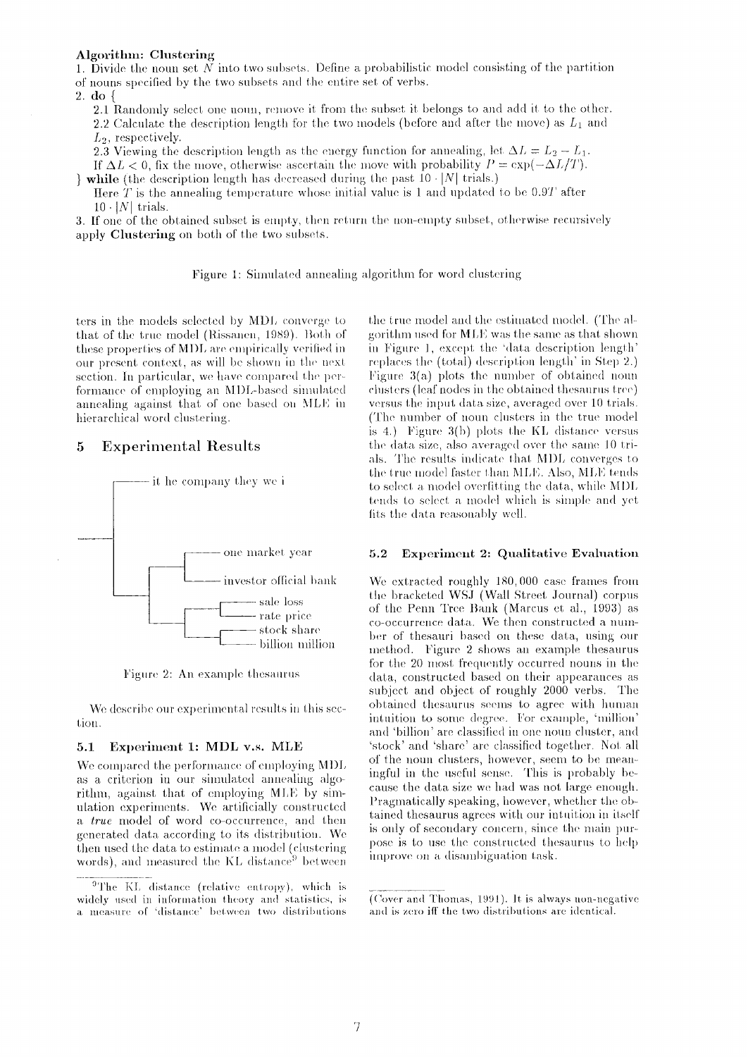**Algorithm: Clustering**

1. Divide the noun set $N$ into two subsets. Define a probabilistic model consisting of the partition of nouns specified by the two subsets and the entire set of verbs.
2. **do** {
   2.1 Randomly select one noun, remove it from the subset it belongs to and add it to the other.
   2.2 Calculate the description length for the two models (before and after the move) as $L_1$ and $L_2$, respectively.
   2.3 Viewing the description length as the energy function for annealing, let $\Delta L = L_2 - L_1$. If $\Delta L < 0$, fix the move, otherwise ascertain the move with probability $P = \exp(-\Delta L/T)$.
   } **while** (the description length has decreased during the past $10 \cdot |N|$ trials.)
   Here $T$ is the annealing temperature whose initial value is 1 and updated to be $0.9T$ after $10 \cdot |N|$ trials.
3. If one of the obtained subset is empty, then return the non-empty subset, otherwise recursively apply **Clustering** on both of the two subsets.

Figure 1: Simulated annealing algorithm for word clustering

ters in the models selected by MDL converge to that of the true model (Rissanen, 1989). Both of these properties of MDL are empirically verified in our present context, as will be shown in the next section. In particular, we have compared the performance of employing an MDL-based simulated annealing against that of one based on MLE in hierarchical word clustering.

## 5 Experimental Results

```
 ------ it he company they we i
|
|        ------ one market year
|    ---|
|   |    ------ investor official bank
 ---|
    |        ------ sale loss
    |    ---|
    |   |    ------ rate price
     ---|
        |    ------ stock share
         ---|
             ------ billion million
```

Figure 2: An example thesaurus

We describe our experimental results in this section.

### 5.1 Experiment 1: MDL v.s. MLE

We compared the performance of employing MDL as a criterion in our simulated annealing algorithm, against that of employing MLE by simulation experiments. We artificially constructed a *true* model of word co-occurrence, and then generated data according to its distribution. We then used the data to estimate a model (clustering words), and measured the KL distance[9] between the true model and the estimated model. (The algorithm used for MLE was the same as that shown in Figure 1, except the 'data description length' replaces the (total) description length' in Step 2.) Figure 3(a) plots the number of obtained noun clusters (leaf nodes in the obtained thesaurus tree) versus the input data size, averaged over 10 trials. (The number of noun clusters in the true model is 4.) Figure 3(b) plots the KL distance versus the data size, also averaged over the same 10 trials. The results indicate that MDL converges to the true model faster than MLE. Also, MLE tends to select a model overfitting the data, while MDL tends to select a model which is simple and yet fits the data reasonably well.

### 5.2 Experiment 2: Qualitative Evaluation

We extracted roughly 180,000 case frames from the bracketed WSJ (Wall Street Journal) corpus of the Penn Tree Bank (Marcus et al., 1993) as co-occurrence data. We then constructed a number of thesauri based on these data, using our method. Figure 2 shows an example thesaurus for the 20 most frequently occurred nouns in the data, constructed based on their appearances as subject and object of roughly 2000 verbs. The obtained thesaurus seems to agree with human intuition to some degree. For example, 'million' and 'billion' are classified in one noun cluster, and 'stock' and 'share' are classified together. Not all of the noun clusters, however, seem to be meaningful in the useful sense. This is probably because the data size we had was not large enough. Pragmatically speaking, however, whether the obtained thesaurus agrees with our intuition in itself is only of secondary concern, since the main purpose is to use the constructed thesaurus to help improve on a disambiguation task.

[9] The KL distance (relative entropy), which is widely used in information theory and statistics, is a measure of 'distance' between two distributions (Cover and Thomas, 1991). It is always non-negative and is zero iff the two distributions are identical.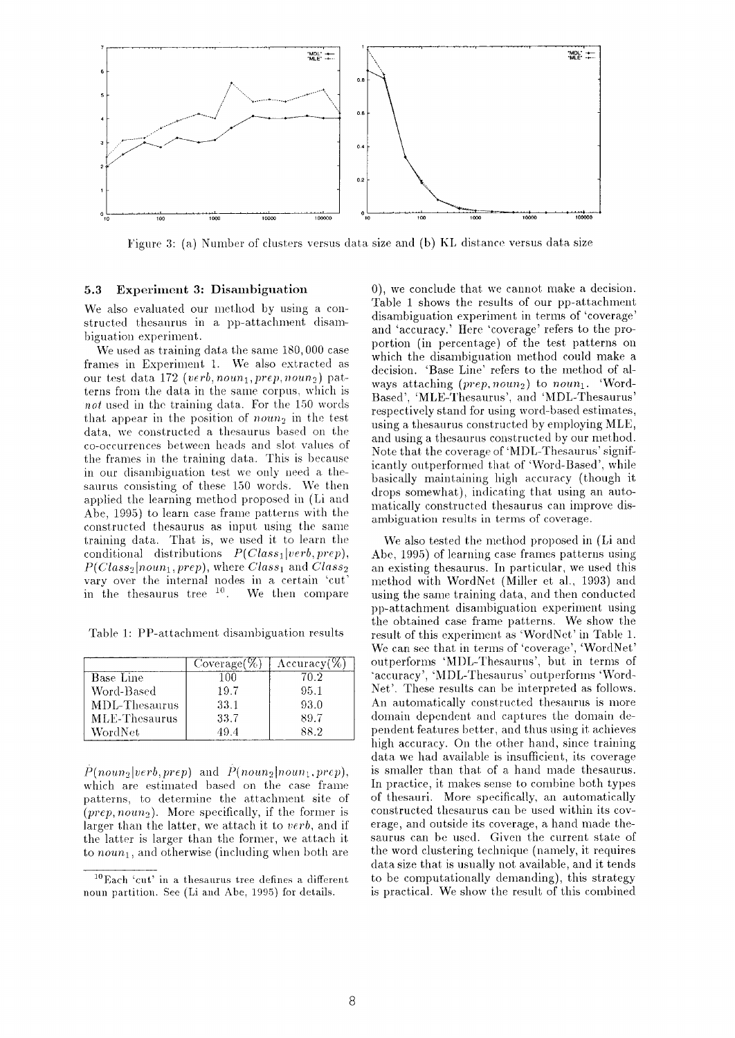Figure 3: (a) Number of clusters versus data size and (b) KL distance versus data size

### 5.3 Experiment 3: Disambiguation

We also evaluated our method by using a constructed thesaurus in a pp-attachment disambiguation experiment.

We used as training data the same 180,000 case frames in Experiment 1. We also extracted as our test data 172 $(verb, noun_1, prep, noun_2)$ patterns from the data in the same corpus, which is *not* used in the training data. For the 150 words that appear in the position of $noun_2$ in the test data, we constructed a thesaurus based on the co-occurrences between heads and slot values of the frames in the training data. This is because in our disambiguation test we only need a thesaurus consisting of these 150 words. We then applied the learning method proposed in (Li and Abe, 1995) to learn case frame patterns with the constructed thesaurus as input using the same training data. That is, we used it to learn the conditional distributions $P(Class_1|verb, prep)$, $P(Class_2|noun_1, prep)$, where $Class_1$ and $Class_2$ vary over the internal nodes in a certain 'cut' in the thesaurus tree [10]. We then compare $\hat{P}(noun_2|verb, prep)$ and $\hat{P}(noun_2|noun_1, prep)$, which are estimated based on the case frame patterns, to determine the attachment site of $(prep, noun_2)$. More specifically, if the former is larger than the latter, we attach it to *verb*, and if the latter is larger than the former, we attach it to $noun_1$, and otherwise (including when both are 0), we conclude that we cannot make a decision. Table 1 shows the results of our pp-attachment disambiguation experiment in terms of 'coverage' and 'accuracy.' Here 'coverage' refers to the proportion (in percentage) of the test patterns on which the disambiguation method could make a decision. 'Base Line' refers to the method of always attaching $(prep, noun_2)$ to $noun_1$. 'Word-Based', 'MLE-Thesaurus', and 'MDL-Thesaurus' respectively stand for using word-based estimates, using a thesaurus constructed by employing MLE, and using a thesaurus constructed by our method. Note that the coverage of 'MDL-Thesaurus' significantly outperformed that of 'Word-Based', while basically maintaining high accuracy (though it drops somewhat), indicating that using an automatically constructed thesaurus can improve disambiguation results in terms of coverage.

Table 1: PP-attachment disambiguation results

| | Coverage(%) | Accuracy(%) |
|---|---|---|
| Base Line | 100 | 70.2 |
| Word-Based | 19.7 | 95.1 |
| MDL-Thesaurus | 33.1 | 93.0 |
| MLE-Thesaurus | 33.7 | 89.7 |
| WordNet | 49.4 | 88.2 |

We also tested the method proposed in (Li and Abe, 1995) of learning case frames patterns using an existing thesaurus. In particular, we used this method with WordNet (Miller et al., 1993) and using the same training data, and then conducted pp-attachment disambiguation experiment using the obtained case frame patterns. We show the result of this experiment as 'WordNet' in Table 1. We can see that in terms of 'coverage', 'WordNet' outperforms 'MDL-Thesaurus', but in terms of 'accuracy', 'MDL-Thesaurus' outperforms 'WordNet'. These results can be interpreted as follows. An automatically constructed thesaurus is more domain dependent and captures the domain dependent features better, and thus using it achieves high accuracy. On the other hand, since training data we had available is insufficient, its coverage is smaller than that of a hand made thesaurus. In practice, it makes sense to combine both types of thesauri. More specifically, an automatically constructed thesaurus can be used within its coverage, and outside its coverage, a hand made thesaurus can be used. Given the current state of the word clustering technique (namely, it requires data size that is usually not available, and it tends to be computationally demanding), this strategy is practical. We show the result of this combined

[10] Each 'cut' in a thesaurus tree defines a different noun partition. See (Li and Abe, 1995) for details.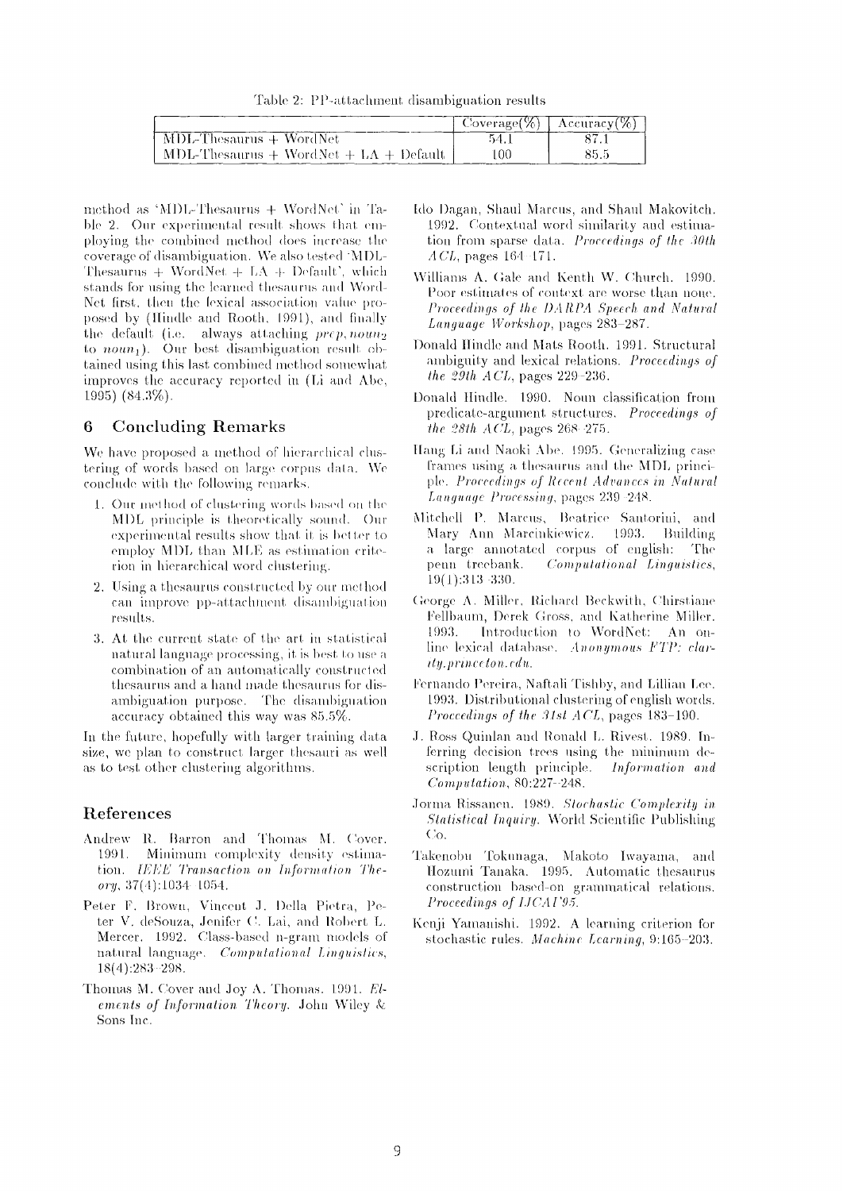Table 2: PP-attachment disambiguation results

| | Coverage(%) | Accuracy(%) |
|---|---|---|
| MDL-Thesaurus + WordNet | 54.1 | 87.1 |
| MDL-Thesaurus + WordNet + LA + Default | 100 | 85.5 |

method as 'MDL-Thesaurus + WordNet' in Table 2. Our experimental result shows that employing the combined method does increase the coverage of disambiguation. We also tested 'MDL-Thesaurus + WordNet + LA + Default', which stands for using the learned thesaurus and WordNet first, then the lexical association value proposed by (Hindle and Rooth, 1991), and finally the default (i.e. always attaching $prep, noun_2$ to $noun_1$). Our best disambiguation result obtained using this last combined method somewhat improves the accuracy reported in (Li and Abe, 1995) (84.3%).

## 6 Concluding Remarks

We have proposed a method of hierarchical clustering of words based on large corpus data. We conclude with the following remarks.

1. Our method of clustering words based on the MDL principle is theoretically sound. Our experimental results show that it is better to employ MDL than MLE as estimation criterion in hierarchical word clustering.
2. Using a thesaurus constructed by our method can improve pp-attachment disambiguation results.
3. At the current state of the art in statistical natural language processing, it is best to use a combination of an automatically constructed thesaurus and a hand made thesaurus for disambiguation purpose. The disambiguation accuracy obtained this way was 85.5%.

In the future, hopefully with larger training data size, we plan to construct larger thesauri as well as to test other clustering algorithms.

## References

Andrew R. Barron and Thomas M. Cover. 1991. Minimum complexity density estimation. *IEEE Transaction on Information Theory*, 37(4):1034–1054.

Peter F. Brown, Vincent J. Della Pietra, Peter V. deSouza, Jenifer C. Lai, and Robert L. Mercer. 1992. Class-based n-gram models of natural language. *Computational Linguistics*, 18(4):283–298.

Thomas M. Cover and Joy A. Thomas. 1991. *Elements of Information Theory*. John Wiley & Sons Inc.

Ido Dagan, Shaul Marcus, and Shaul Makovitch. 1992. Contextual word similarity and estimation from sparse data. *Proceedings of the 30th ACL*, pages 164–171.

Williams A. Gale and Kenth W. Church. 1990. Poor estimates of context are worse than none. *Proceedings of the DARPA Speech and Natural Language Workshop*, pages 283–287.

Donald Hindle and Mats Rooth. 1991. Structural ambiguity and lexical relations. *Proceedings of the 29th ACL*, pages 229–236.

Donald Hindle. 1990. Noun classification from predicate-argument structures. *Proceedings of the 28th ACL*, pages 268–275.

Hang Li and Naoki Abe. 1995. Generalizing case frames using a thesaurus and the MDL principle. *Proceedings of Recent Advances in Natural Language Processing*, pages 239–248.

Mitchell P. Marcus, Beatrice Santorini, and Mary Ann Marcinkiewicz. 1993. Building a large annotated corpus of english: The penn treebank. *Computational Linguistics*, 19(1):313–330.

George A. Miller, Richard Beckwith, Chirstiane Fellbaum, Derek Gross, and Katherine Miller. 1993. Introduction to WordNet: An online lexical database. *Anonymous FTP: clarity.princeton.edu*.

Fernando Pereira, Naftali Tishby, and Lillian Lee. 1993. Distributional clustering of english words. *Proceedings of the 31st ACL*, pages 183–190.

J. Ross Quinlan and Ronald L. Rivest. 1989. Inferring decision trees using the minimum description length principle. *Information and Computation*, 80:227–248.

Jorma Rissanen. 1989. *Stochastic Complexity in Statistical Inquiry*. World Scientific Publishing Co.

Takenobu Tokunaga, Makoto Iwayama, and Hozumi Tanaka. 1995. Automatic thesaurus construction based-on grammatical relations. *Proceedings of IJCAI'95*.

Kenji Yamanishi. 1992. A learning criterion for stochastic rules. *Machine Learning*, 9:165–203.